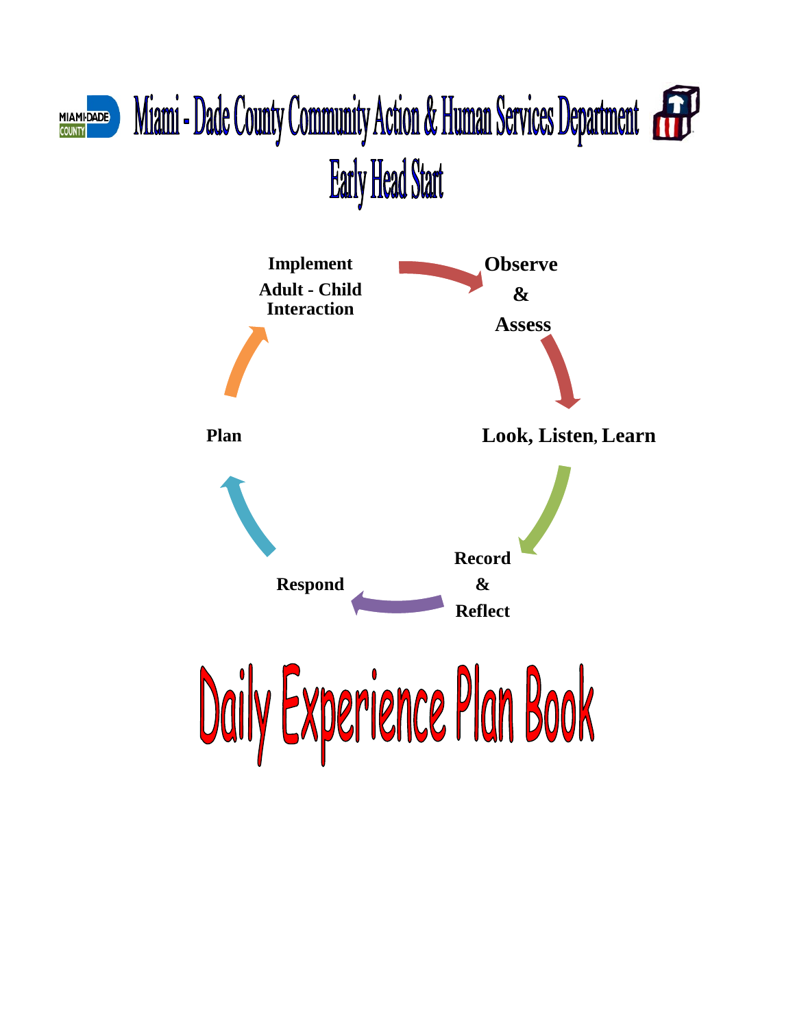# Miami - Dade County Community Action & Human Services Department

## Early Head Start

Implement Adult - Child Interaction

Observe & Assess

Look, Listen, Learn

Record & Reflect

Respond

Plan

# Daily Experience Plan Book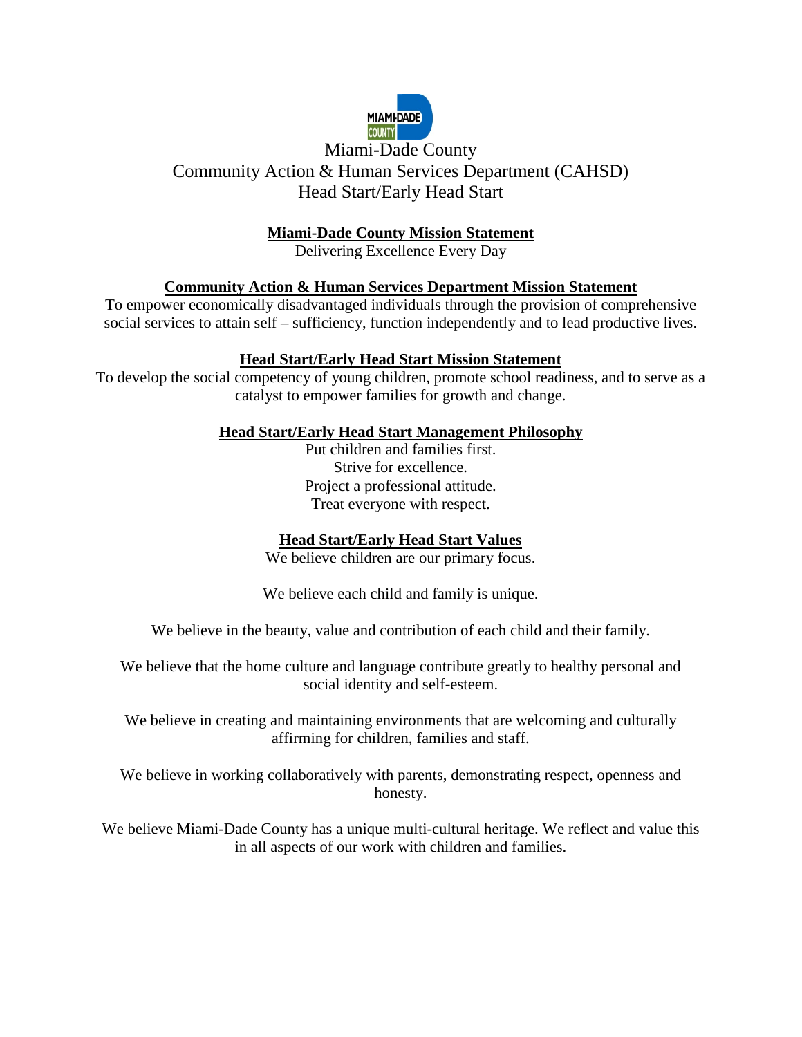Miami-Dade County
Community Action & Human Services Department (CAHSD)
Head Start/Early Head Start

## Miami-Dade County Mission Statement

Delivering Excellence Every Day

## Community Action & Human Services Department Mission Statement

To empower economically disadvantaged individuals through the provision of comprehensive social services to attain self – sufficiency, function independently and to lead productive lives.

## Head Start/Early Head Start Mission Statement

To develop the social competency of young children, promote school readiness, and to serve as a catalyst to empower families for growth and change.

## Head Start/Early Head Start Management Philosophy

Put children and families first.
Strive for excellence.
Project a professional attitude.
Treat everyone with respect.

## Head Start/Early Head Start Values

We believe children are our primary focus.

We believe each child and family is unique.

We believe in the beauty, value and contribution of each child and their family.

We believe that the home culture and language contribute greatly to healthy personal and social identity and self-esteem.

We believe in creating and maintaining environments that are welcoming and culturally affirming for children, families and staff.

We believe in working collaboratively with parents, demonstrating respect, openness and honesty.

We believe Miami-Dade County has a unique multi-cultural heritage. We reflect and value this in all aspects of our work with children and families.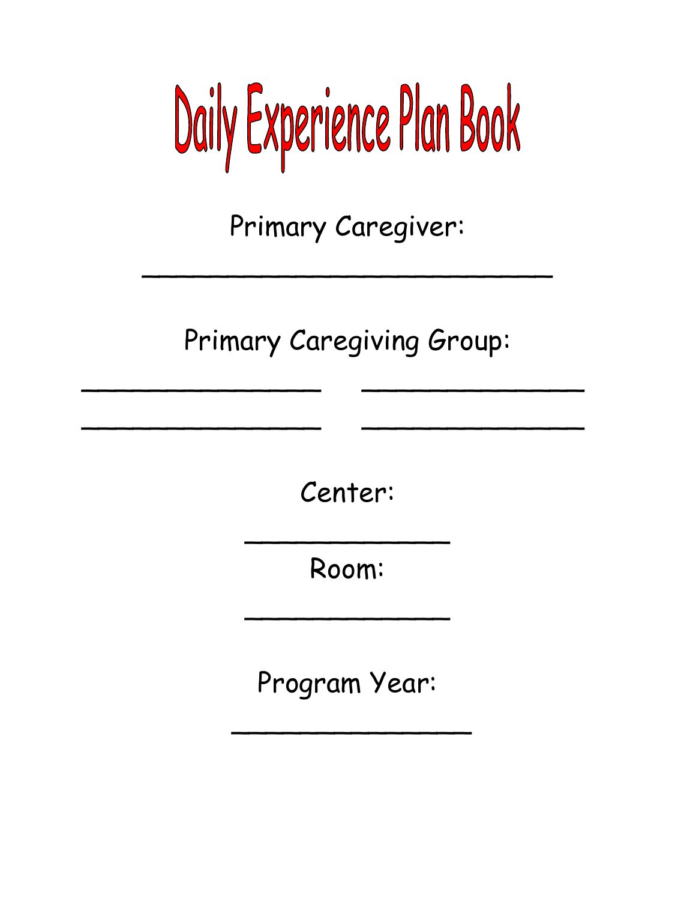# Daily Experience Plan Book

Primary Caregiver:

___________________________

Primary Caregiving Group:

________________ ________________

________________ ________________

Center:

______________

Room:

______________

Program Year:

________________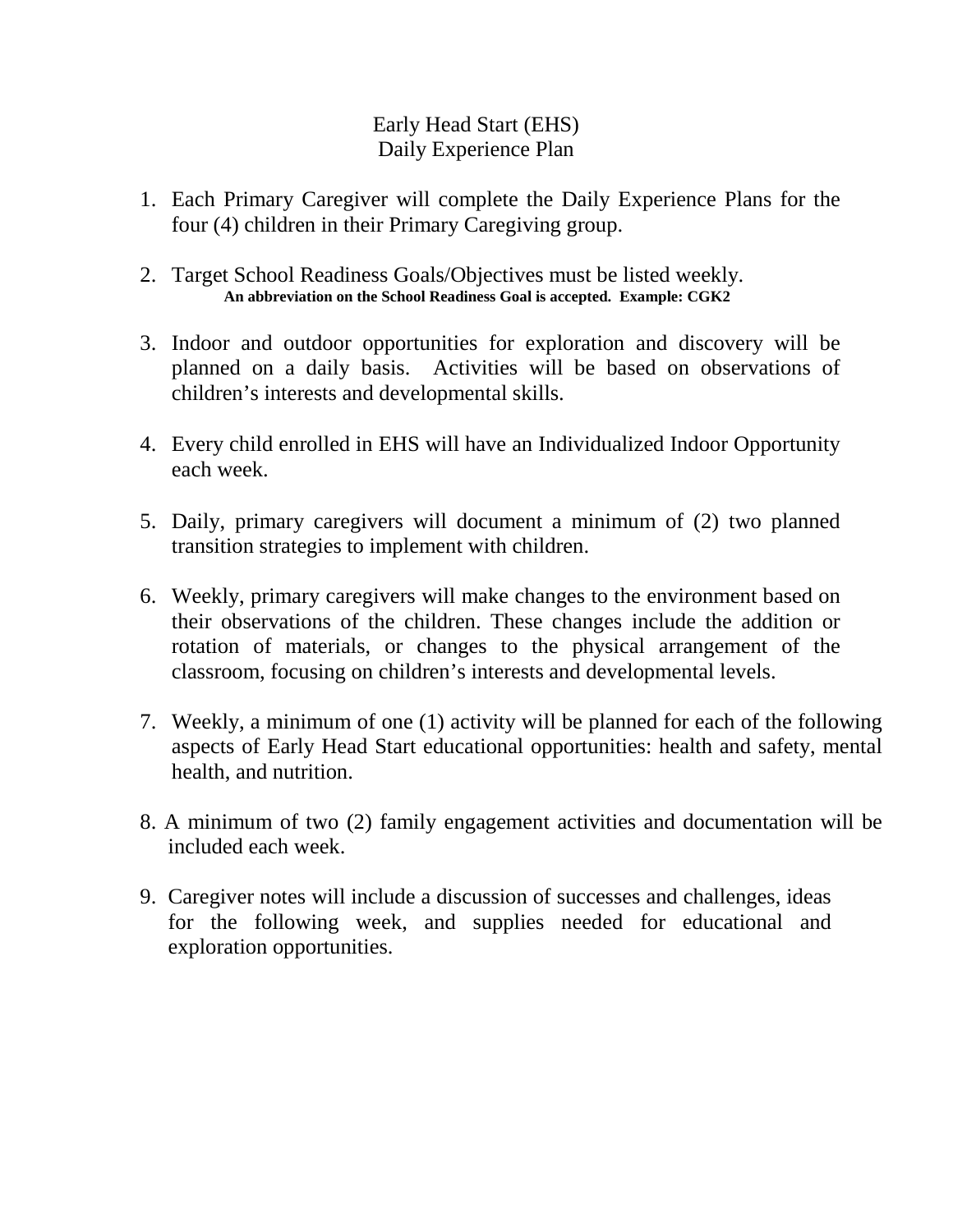# Early Head Start (EHS)
# Daily Experience Plan

1. Each Primary Caregiver will complete the Daily Experience Plans for the four (4) children in their Primary Caregiving group.

2. Target School Readiness Goals/Objectives must be listed weekly.
   **An abbreviation on the School Readiness Goal is accepted. Example: CGK2**

3. Indoor and outdoor opportunities for exploration and discovery will be planned on a daily basis. Activities will be based on observations of children's interests and developmental skills.

4. Every child enrolled in EHS will have an Individualized Indoor Opportunity each week.

5. Daily, primary caregivers will document a minimum of (2) two planned transition strategies to implement with children.

6. Weekly, primary caregivers will make changes to the environment based on their observations of the children. These changes include the addition or rotation of materials, or changes to the physical arrangement of the classroom, focusing on children's interests and developmental levels.

7. Weekly, a minimum of one (1) activity will be planned for each of the following aspects of Early Head Start educational opportunities: health and safety, mental health, and nutrition.

8. A minimum of two (2) family engagement activities and documentation will be included each week.

9. Caregiver notes will include a discussion of successes and challenges, ideas for the following week, and supplies needed for educational and exploration opportunities.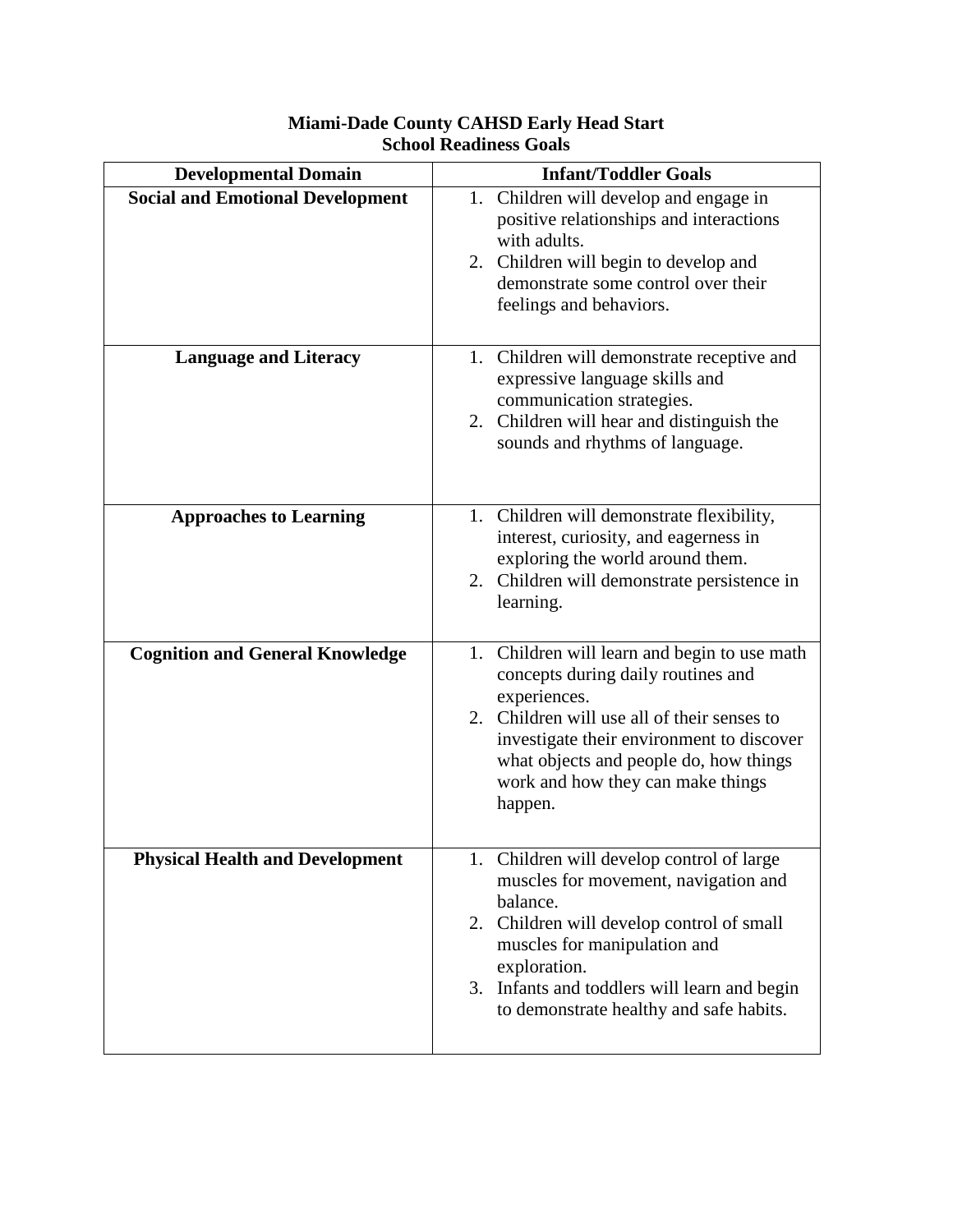**Miami-Dade County CAHSD Early Head Start**
**School Readiness Goals**

| Developmental Domain | Infant/Toddler Goals |
|---|---|
| **Social and Emotional Development** | 1. Children will develop and engage in positive relationships and interactions with adults.<br>2. Children will begin to develop and demonstrate some control over their feelings and behaviors. |
| **Language and Literacy** | 1. Children will demonstrate receptive and expressive language skills and communication strategies.<br>2. Children will hear and distinguish the sounds and rhythms of language. |
| **Approaches to Learning** | 1. Children will demonstrate flexibility, interest, curiosity, and eagerness in exploring the world around them.<br>2. Children will demonstrate persistence in learning. |
| **Cognition and General Knowledge** | 1. Children will learn and begin to use math concepts during daily routines and experiences.<br>2. Children will use all of their senses to investigate their environment to discover what objects and people do, how things work and how they can make things happen. |
| **Physical Health and Development** | 1. Children will develop control of large muscles for movement, navigation and balance.<br>2. Children will develop control of small muscles for manipulation and exploration.<br>3. Infants and toddlers will learn and begin to demonstrate healthy and safe habits. |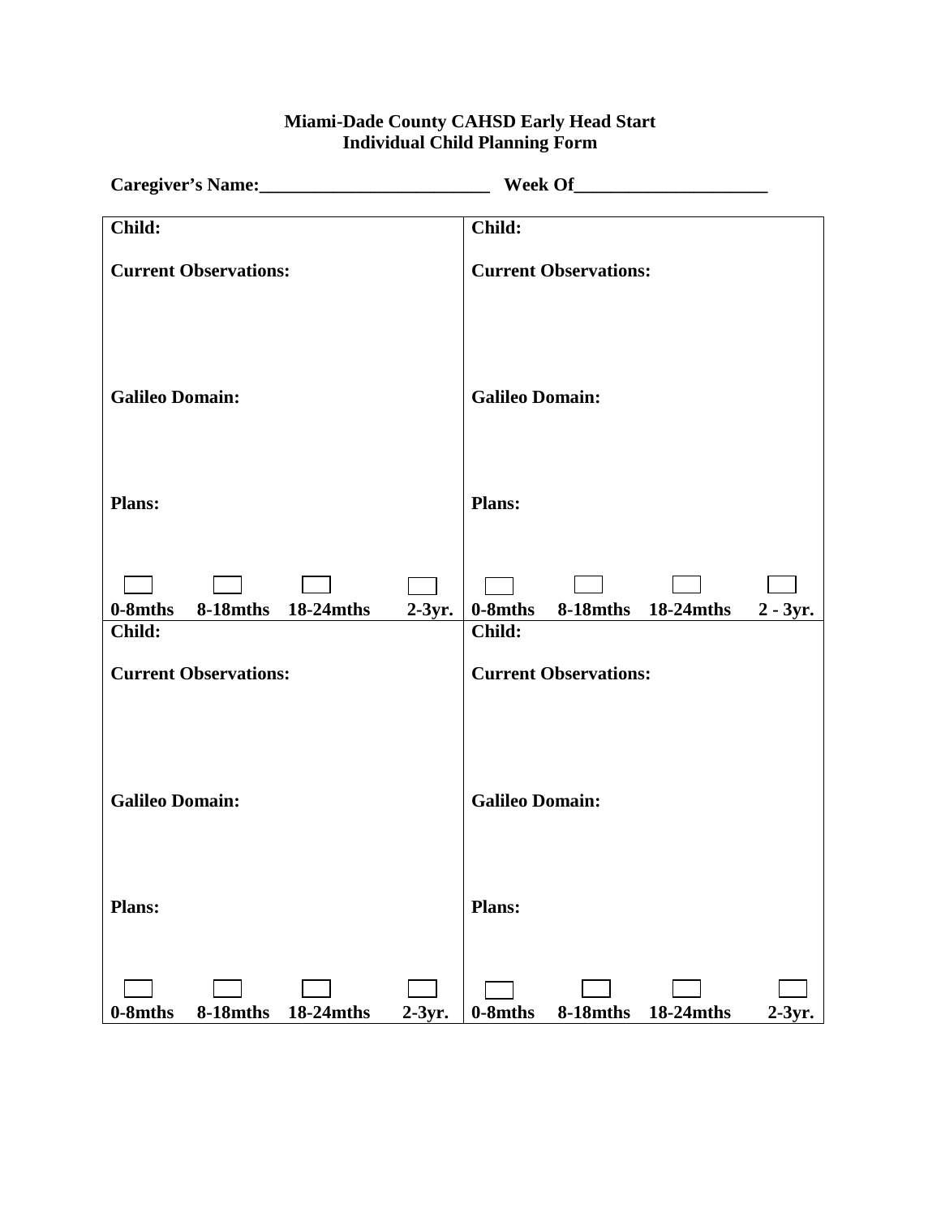**Miami-Dade County CAHSD Early Head Start**
**Individual Child Planning Form**

**Caregiver's Name:\_\_\_\_\_\_\_\_\_\_\_\_\_\_\_\_\_\_\_\_\_\_\_\_\_\_ Week Of\_\_\_\_\_\_\_\_\_\_\_\_\_\_\_\_\_\_\_\_\_\_**

| | |
|---|---|
| **Child:**<br><br>**Current Observations:**<br><br><br><br>**Galileo Domain:**<br><br><br><br>**Plans:**<br><br><br><br>☐ **0-8mths** ☐ **8-18mths** ☐ **18-24mths** ☐ **2-3yr.** | **Child:**<br><br>**Current Observations:**<br><br><br><br>**Galileo Domain:**<br><br><br><br>**Plans:**<br><br><br><br>☐ **0-8mths** ☐ **8-18mths** ☐ **18-24mths** ☐ **2 - 3yr.** |
| **Child:**<br><br>**Current Observations:**<br><br><br><br>**Galileo Domain:**<br><br><br><br>**Plans:**<br><br><br><br>☐ **0-8mths** ☐ **8-18mths** ☐ **18-24mths** ☐ **2-3yr.** | **Child:**<br><br>**Current Observations:**<br><br><br><br>**Galileo Domain:**<br><br><br><br>**Plans:**<br><br><br><br>☐ **0-8mths** ☐ **8-18mths** ☐ **18-24mths** ☐ **2-3yr.** |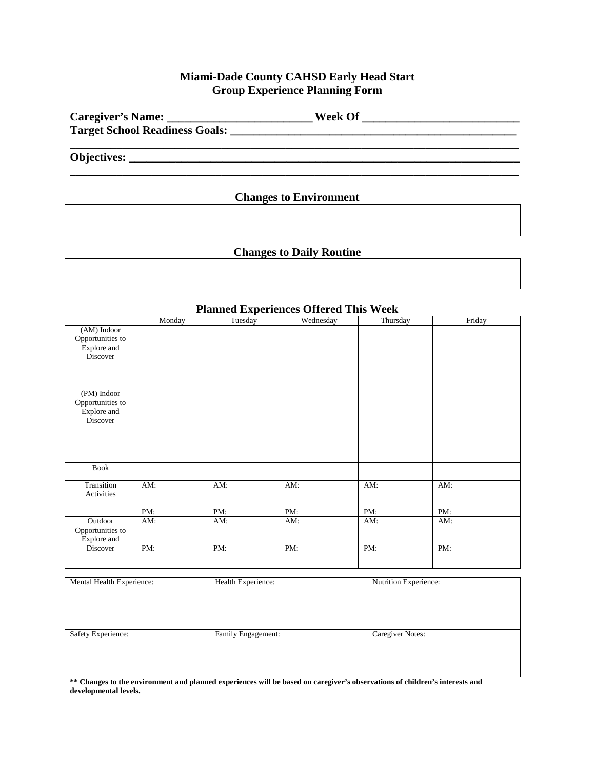**Miami-Dade County CAHSD Early Head Start**
**Group Experience Planning Form**

**Caregiver's Name: _________________________ Week Of ___________________________**
**Target School Readiness Goals: ________________________________________________**
_____________________________________________________________________________
**Objectives: _________________________________________________________________**
_____________________________________________________________________________

## Changes to Environment

| |
|---|
| |

## Changes to Daily Routine

| |
|---|
| |

## Planned Experiences Offered This Week

| | Monday | Tuesday | Wednesday | Thursday | Friday |
|---|---|---|---|---|---|
| (AM) Indoor Opportunities to Explore and Discover | | | | | |
| (PM) Indoor Opportunities to Explore and Discover | | | | | |
| Book | | | | | |
| Transition Activities | AM:<br><br>PM: | AM:<br><br>PM: | AM:<br><br>PM: | AM:<br><br>PM: | AM:<br><br>PM: |
| Outdoor Opportunities to Explore and Discover | AM:<br><br>PM: | AM:<br><br>PM: | AM:<br><br>PM: | AM:<br><br>PM: | AM:<br><br>PM: |

| | | |
|---|---|---|
| Mental Health Experience: | Health Experience: | Nutrition Experience: |
| Safety Experience: | Family Engagement: | Caregiver Notes: |

**\*\* Changes to the environment and planned experiences will be based on caregiver's observations of children's interests and developmental levels.**